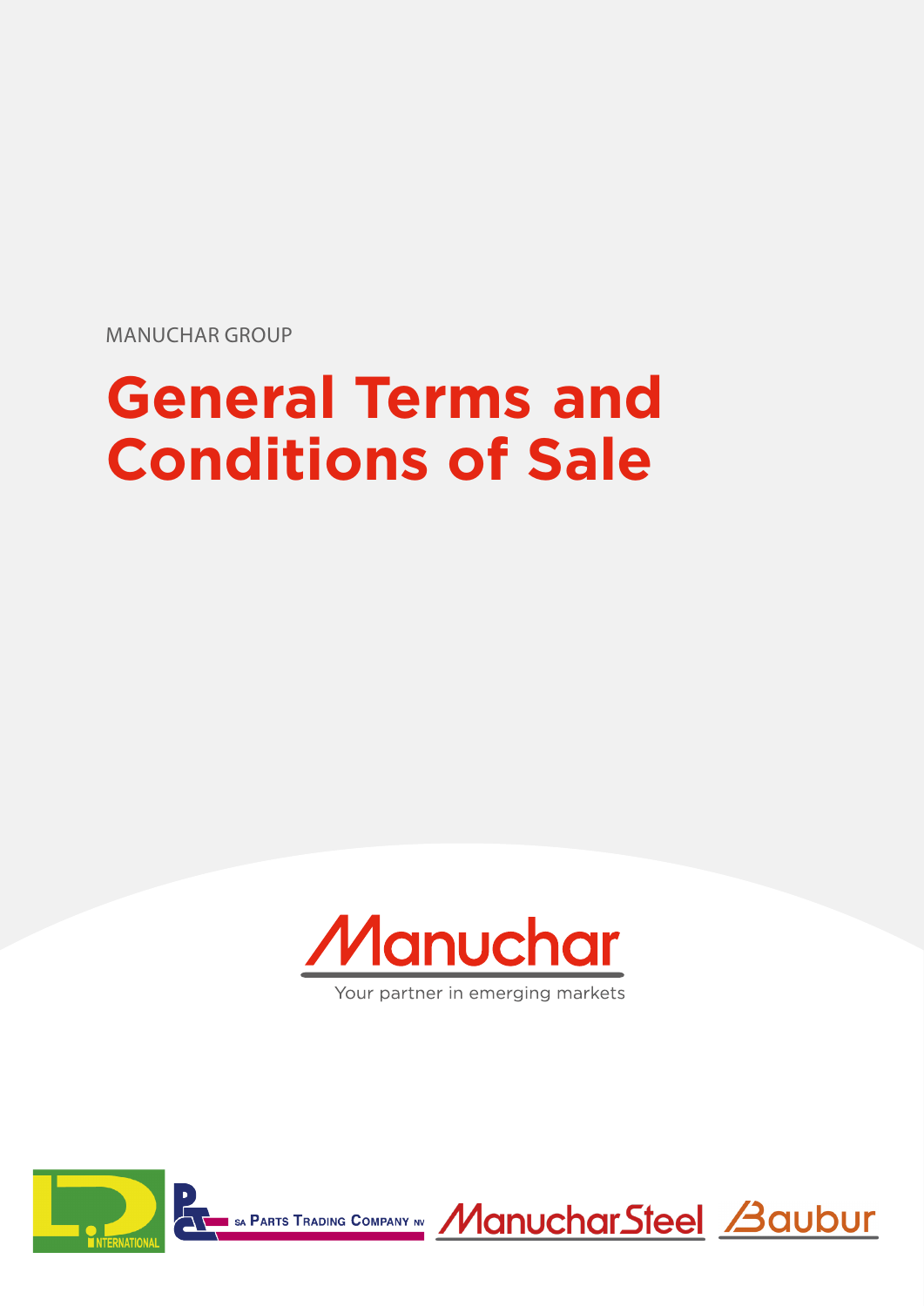MANUCHAR GROUP

# General Terms and Conditions of Sale

Manuchar

Your partner in emerging markets

L.P. INTERNATIONAL

SA PARTS TRADING COMPANY NV

ManucharSteel

Baubur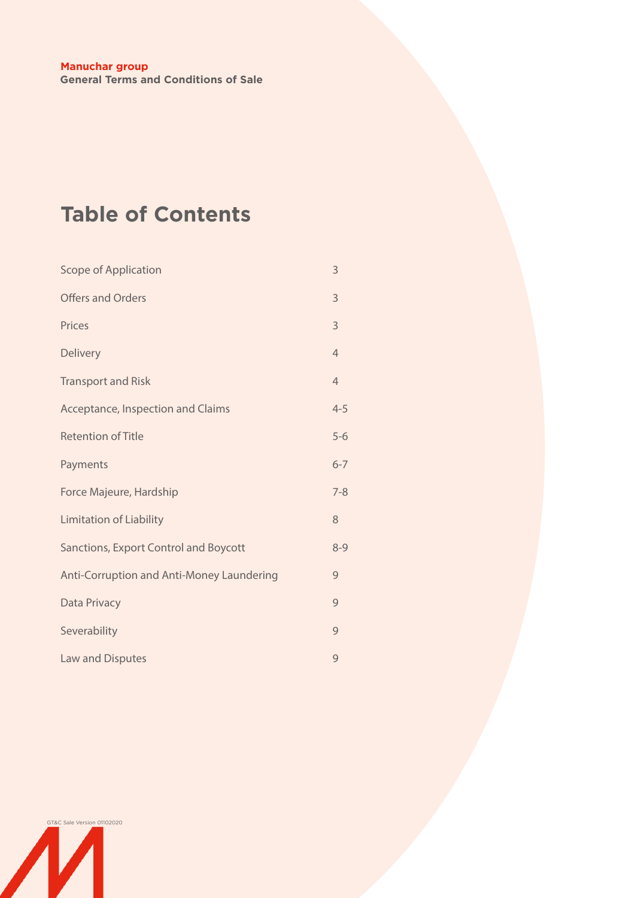**Manuchar group**
**General Terms and Conditions of Sale**

# Table of Contents

| | |
|---|---|
| Scope of Application | 3 |
| Offers and Orders | 3 |
| Prices | 3 |
| Delivery | 4 |
| Transport and Risk | 4 |
| Acceptance, Inspection and Claims | 4-5 |
| Retention of Title | 5-6 |
| Payments | 6-7 |
| Force Majeure, Hardship | 7-8 |
| Limitation of Liability | 8 |
| Sanctions, Export Control and Boycott | 8-9 |
| Anti-Corruption and Anti-Money Laundering | 9 |
| Data Privacy | 9 |
| Severability | 9 |
| Law and Disputes | 9 |

GT&C Sale Version 01102020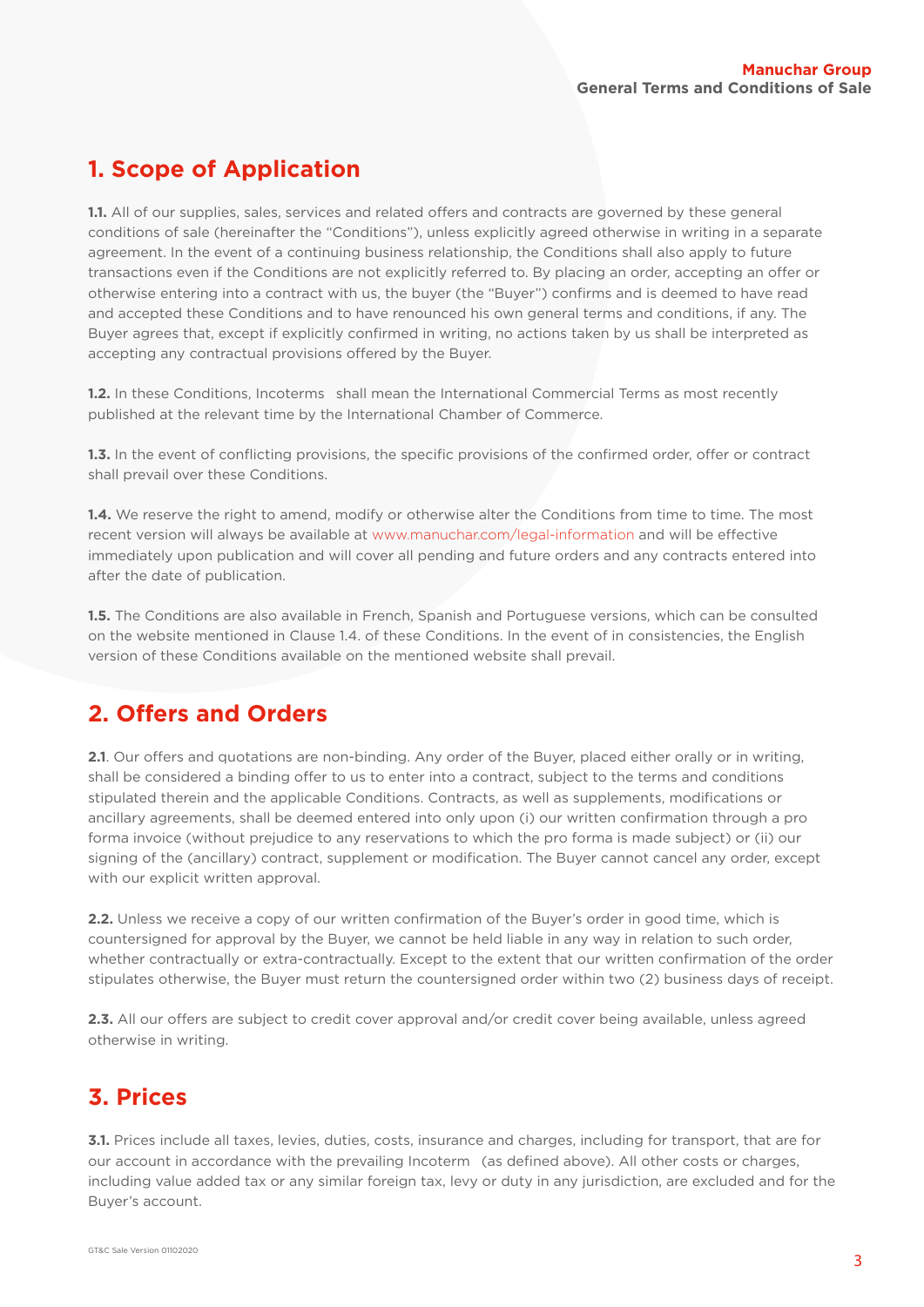# 1. Scope of Application

**1.1.** All of our supplies, sales, services and related offers and contracts are governed by these general conditions of sale (hereinafter the "Conditions"), unless explicitly agreed otherwise in writing in a separate agreement. In the event of a continuing business relationship, the Conditions shall also apply to future transactions even if the Conditions are not explicitly referred to. By placing an order, accepting an offer or otherwise entering into a contract with us, the buyer (the "Buyer") confirms and is deemed to have read and accepted these Conditions and to have renounced his own general terms and conditions, if any. The Buyer agrees that, except if explicitly confirmed in writing, no actions taken by us shall be interpreted as accepting any contractual provisions offered by the Buyer.

**1.2.** In these Conditions, Incoterms shall mean the International Commercial Terms as most recently published at the relevant time by the International Chamber of Commerce.

**1.3.** In the event of conflicting provisions, the specific provisions of the confirmed order, offer or contract shall prevail over these Conditions.

**1.4.** We reserve the right to amend, modify or otherwise alter the Conditions from time to time. The most recent version will always be available at www.manuchar.com/legal-information and will be effective immediately upon publication and will cover all pending and future orders and any contracts entered into after the date of publication.

**1.5.** The Conditions are also available in French, Spanish and Portuguese versions, which can be consulted on the website mentioned in Clause 1.4. of these Conditions. In the event of in consistencies, the English version of these Conditions available on the mentioned website shall prevail.

# 2. Offers and Orders

**2.1**. Our offers and quotations are non-binding. Any order of the Buyer, placed either orally or in writing, shall be considered a binding offer to us to enter into a contract, subject to the terms and conditions stipulated therein and the applicable Conditions. Contracts, as well as supplements, modifications or ancillary agreements, shall be deemed entered into only upon (i) our written confirmation through a pro forma invoice (without prejudice to any reservations to which the pro forma is made subject) or (ii) our signing of the (ancillary) contract, supplement or modification. The Buyer cannot cancel any order, except with our explicit written approval.

**2.2.** Unless we receive a copy of our written confirmation of the Buyer's order in good time, which is countersigned for approval by the Buyer, we cannot be held liable in any way in relation to such order, whether contractually or extra-contractually. Except to the extent that our written confirmation of the order stipulates otherwise, the Buyer must return the countersigned order within two (2) business days of receipt.

**2.3.** All our offers are subject to credit cover approval and/or credit cover being available, unless agreed otherwise in writing.

# 3. Prices

**3.1.** Prices include all taxes, levies, duties, costs, insurance and charges, including for transport, that are for our account in accordance with the prevailing Incoterm (as defined above). All other costs or charges, including value added tax or any similar foreign tax, levy or duty in any jurisdiction, are excluded and for the Buyer's account.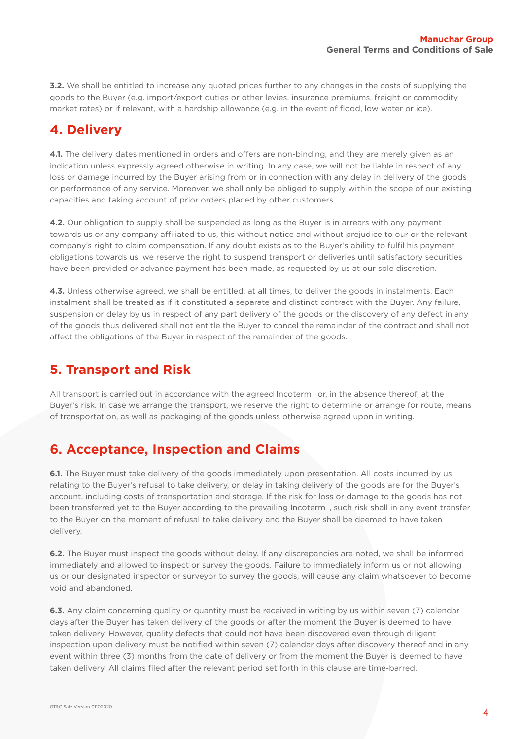**3.2.** We shall be entitled to increase any quoted prices further to any changes in the costs of supplying the goods to the Buyer (e.g. import/export duties or other levies, insurance premiums, freight or commodity market rates) or if relevant, with a hardship allowance (e.g. in the event of flood, low water or ice).

## 4. Delivery

**4.1.** The delivery dates mentioned in orders and offers are non-binding, and they are merely given as an indication unless expressly agreed otherwise in writing. In any case, we will not be liable in respect of any loss or damage incurred by the Buyer arising from or in connection with any delay in delivery of the goods or performance of any service. Moreover, we shall only be obliged to supply within the scope of our existing capacities and taking account of prior orders placed by other customers.

**4.2.** Our obligation to supply shall be suspended as long as the Buyer is in arrears with any payment towards us or any company affiliated to us, this without notice and without prejudice to our or the relevant company's right to claim compensation. If any doubt exists as to the Buyer's ability to fulfil his payment obligations towards us, we reserve the right to suspend transport or deliveries until satisfactory securities have been provided or advance payment has been made, as requested by us at our sole discretion.

**4.3.** Unless otherwise agreed, we shall be entitled, at all times, to deliver the goods in instalments. Each instalment shall be treated as if it constituted a separate and distinct contract with the Buyer. Any failure, suspension or delay by us in respect of any part delivery of the goods or the discovery of any defect in any of the goods thus delivered shall not entitle the Buyer to cancel the remainder of the contract and shall not affect the obligations of the Buyer in respect of the remainder of the goods.

## 5. Transport and Risk

All transport is carried out in accordance with the agreed Incoterm or, in the absence thereof, at the Buyer's risk. In case we arrange the transport, we reserve the right to determine or arrange for route, means of transportation, as well as packaging of the goods unless otherwise agreed upon in writing.

## 6. Acceptance, Inspection and Claims

**6.1.** The Buyer must take delivery of the goods immediately upon presentation. All costs incurred by us relating to the Buyer's refusal to take delivery, or delay in taking delivery of the goods are for the Buyer's account, including costs of transportation and storage. If the risk for loss or damage to the goods has not been transferred yet to the Buyer according to the prevailing Incoterm , such risk shall in any event transfer to the Buyer on the moment of refusal to take delivery and the Buyer shall be deemed to have taken delivery.

**6.2.** The Buyer must inspect the goods without delay. If any discrepancies are noted, we shall be informed immediately and allowed to inspect or survey the goods. Failure to immediately inform us or not allowing us or our designated inspector or surveyor to survey the goods, will cause any claim whatsoever to become void and abandoned.

**6.3.** Any claim concerning quality or quantity must be received in writing by us within seven (7) calendar days after the Buyer has taken delivery of the goods or after the moment the Buyer is deemed to have taken delivery. However, quality defects that could not have been discovered even through diligent inspection upon delivery must be notified within seven (7) calendar days after discovery thereof and in any event within three (3) months from the date of delivery or from the moment the Buyer is deemed to have taken delivery. All claims filed after the relevant period set forth in this clause are time-barred.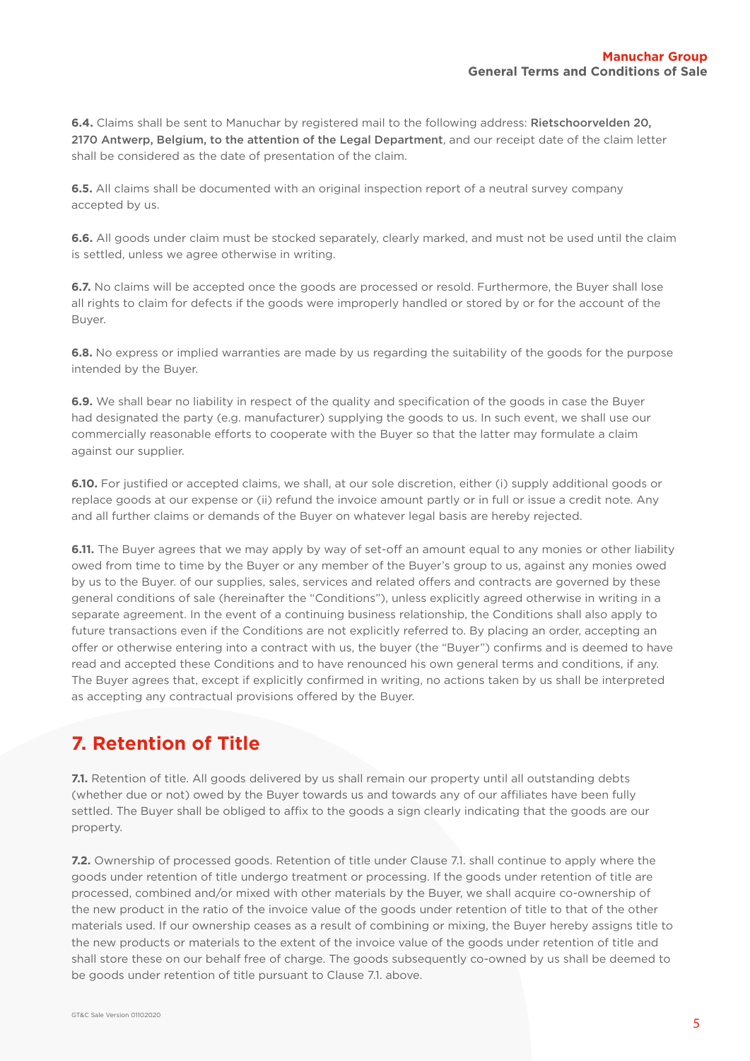**6.4.** Claims shall be sent to Manuchar by registered mail to the following address: Rietschoorvelden 20, 2170 Antwerp, Belgium, to the attention of the Legal Department, and our receipt date of the claim letter shall be considered as the date of presentation of the claim.

**6.5.** All claims shall be documented with an original inspection report of a neutral survey company accepted by us.

**6.6.** All goods under claim must be stocked separately, clearly marked, and must not be used until the claim is settled, unless we agree otherwise in writing.

**6.7.** No claims will be accepted once the goods are processed or resold. Furthermore, the Buyer shall lose all rights to claim for defects if the goods were improperly handled or stored by or for the account of the Buyer.

**6.8.** No express or implied warranties are made by us regarding the suitability of the goods for the purpose intended by the Buyer.

**6.9.** We shall bear no liability in respect of the quality and specification of the goods in case the Buyer had designated the party (e.g. manufacturer) supplying the goods to us. In such event, we shall use our commercially reasonable efforts to cooperate with the Buyer so that the latter may formulate a claim against our supplier.

**6.10.** For justified or accepted claims, we shall, at our sole discretion, either (i) supply additional goods or replace goods at our expense or (ii) refund the invoice amount partly or in full or issue a credit note. Any and all further claims or demands of the Buyer on whatever legal basis are hereby rejected.

**6.11.** The Buyer agrees that we may apply by way of set-off an amount equal to any monies or other liability owed from time to time by the Buyer or any member of the Buyer's group to us, against any monies owed by us to the Buyer. of our supplies, sales, services and related offers and contracts are governed by these general conditions of sale (hereinafter the "Conditions"), unless explicitly agreed otherwise in writing in a separate agreement. In the event of a continuing business relationship, the Conditions shall also apply to future transactions even if the Conditions are not explicitly referred to. By placing an order, accepting an offer or otherwise entering into a contract with us, the buyer (the "Buyer") confirms and is deemed to have read and accepted these Conditions and to have renounced his own general terms and conditions, if any. The Buyer agrees that, except if explicitly confirmed in writing, no actions taken by us shall be interpreted as accepting any contractual provisions offered by the Buyer.

## 7. Retention of Title

**7.1.** Retention of title. All goods delivered by us shall remain our property until all outstanding debts (whether due or not) owed by the Buyer towards us and towards any of our affiliates have been fully settled. The Buyer shall be obliged to affix to the goods a sign clearly indicating that the goods are our property.

**7.2.** Ownership of processed goods. Retention of title under Clause 7.1. shall continue to apply where the goods under retention of title undergo treatment or processing. If the goods under retention of title are processed, combined and/or mixed with other materials by the Buyer, we shall acquire co-ownership of the new product in the ratio of the invoice value of the goods under retention of title to that of the other materials used. If our ownership ceases as a result of combining or mixing, the Buyer hereby assigns title to the new products or materials to the extent of the invoice value of the goods under retention of title and shall store these on our behalf free of charge. The goods subsequently co-owned by us shall be deemed to be goods under retention of title pursuant to Clause 7.1. above.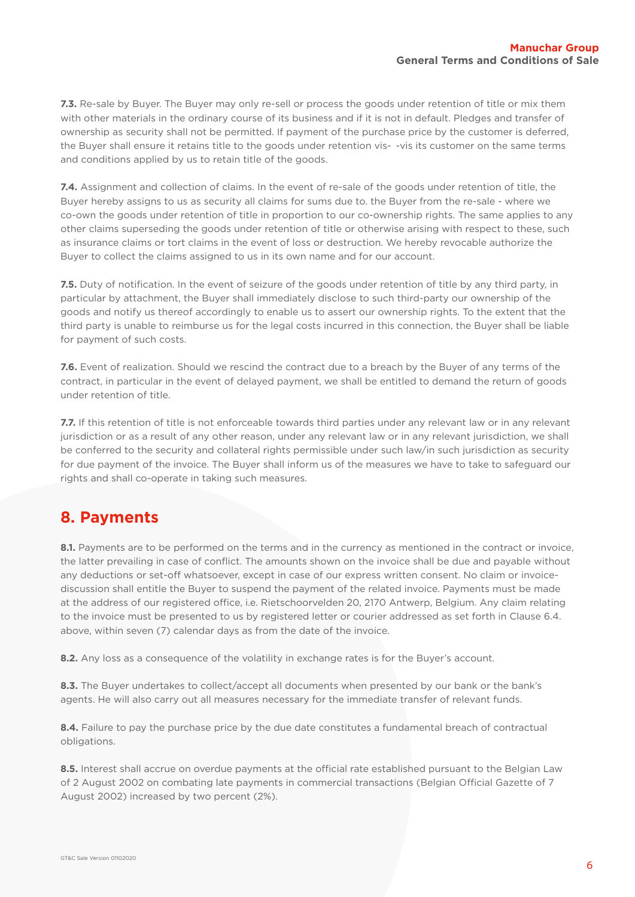**7.3.** Re-sale by Buyer. The Buyer may only re-sell or process the goods under retention of title or mix them with other materials in the ordinary course of its business and if it is not in default. Pledges and transfer of ownership as security shall not be permitted. If payment of the purchase price by the customer is deferred, the Buyer shall ensure it retains title to the goods under retention vis- -vis its customer on the same terms and conditions applied by us to retain title of the goods.

**7.4.** Assignment and collection of claims. In the event of re-sale of the goods under retention of title, the Buyer hereby assigns to us as security all claims for sums due to. the Buyer from the re-sale - where we co-own the goods under retention of title in proportion to our co-ownership rights. The same applies to any other claims superseding the goods under retention of title or otherwise arising with respect to these, such as insurance claims or tort claims in the event of loss or destruction. We hereby revocable authorize the Buyer to collect the claims assigned to us in its own name and for our account.

**7.5.** Duty of notification. In the event of seizure of the goods under retention of title by any third party, in particular by attachment, the Buyer shall immediately disclose to such third-party our ownership of the goods and notify us thereof accordingly to enable us to assert our ownership rights. To the extent that the third party is unable to reimburse us for the legal costs incurred in this connection, the Buyer shall be liable for payment of such costs.

**7.6.** Event of realization. Should we rescind the contract due to a breach by the Buyer of any terms of the contract, in particular in the event of delayed payment, we shall be entitled to demand the return of goods under retention of title.

**7.7.** If this retention of title is not enforceable towards third parties under any relevant law or in any relevant jurisdiction or as a result of any other reason, under any relevant law or in any relevant jurisdiction, we shall be conferred to the security and collateral rights permissible under such law/in such jurisdiction as security for due payment of the invoice. The Buyer shall inform us of the measures we have to take to safeguard our rights and shall co-operate in taking such measures.

## 8. Payments

**8.1.** Payments are to be performed on the terms and in the currency as mentioned in the contract or invoice, the latter prevailing in case of conflict. The amounts shown on the invoice shall be due and payable without any deductions or set-off whatsoever, except in case of our express written consent. No claim or invoice-discussion shall entitle the Buyer to suspend the payment of the related invoice. Payments must be made at the address of our registered office, i.e. Rietschoorvelden 20, 2170 Antwerp, Belgium. Any claim relating to the invoice must be presented to us by registered letter or courier addressed as set forth in Clause 6.4. above, within seven (7) calendar days as from the date of the invoice.

**8.2.** Any loss as a consequence of the volatility in exchange rates is for the Buyer's account.

**8.3.** The Buyer undertakes to collect/accept all documents when presented by our bank or the bank's agents. He will also carry out all measures necessary for the immediate transfer of relevant funds.

**8.4.** Failure to pay the purchase price by the due date constitutes a fundamental breach of contractual obligations.

**8.5.** Interest shall accrue on overdue payments at the official rate established pursuant to the Belgian Law of 2 August 2002 on combating late payments in commercial transactions (Belgian Official Gazette of 7 August 2002) increased by two percent (2%).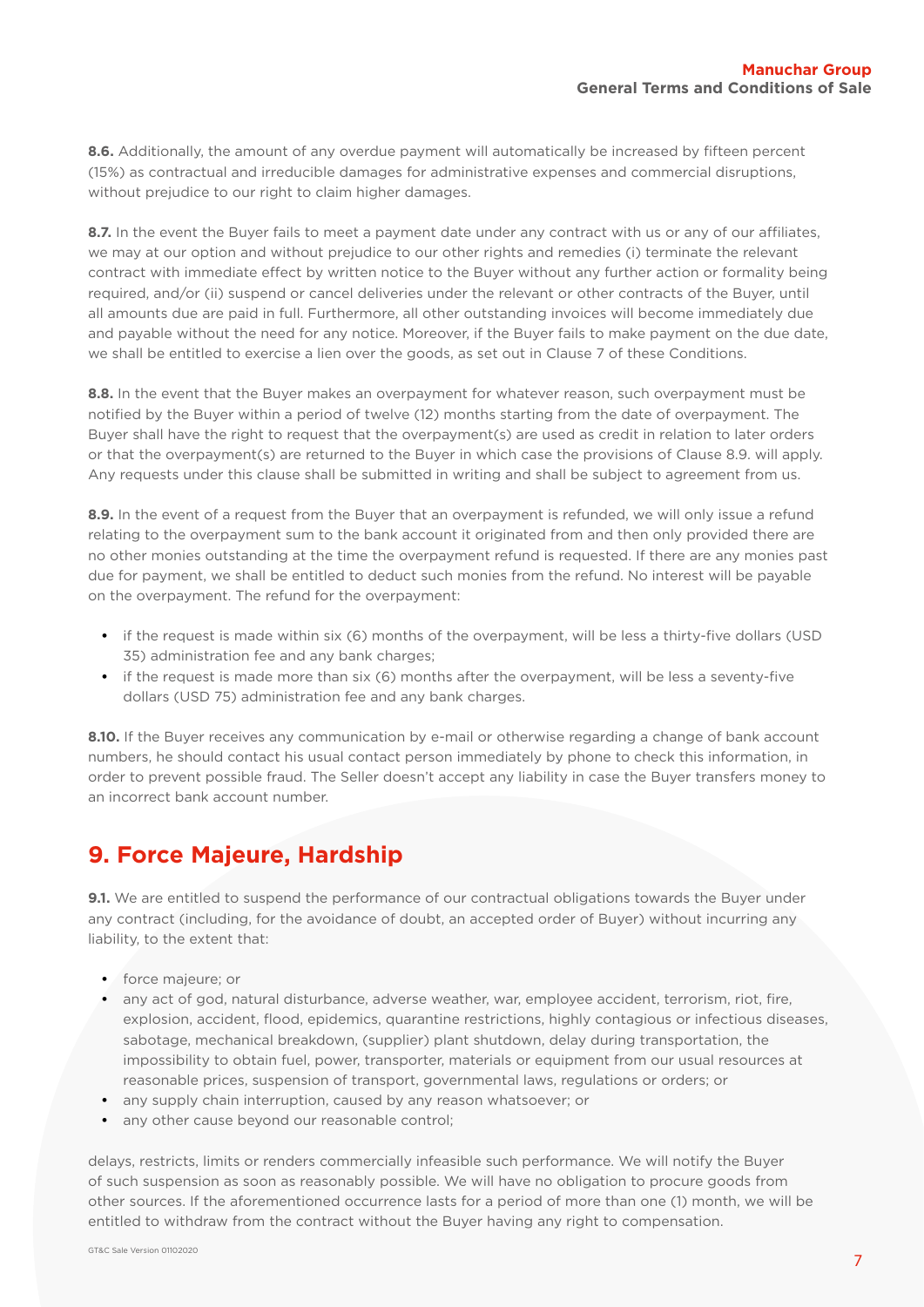**8.6.** Additionally, the amount of any overdue payment will automatically be increased by fifteen percent (15%) as contractual and irreducible damages for administrative expenses and commercial disruptions, without prejudice to our right to claim higher damages.

**8.7.** In the event the Buyer fails to meet a payment date under any contract with us or any of our affiliates, we may at our option and without prejudice to our other rights and remedies (i) terminate the relevant contract with immediate effect by written notice to the Buyer without any further action or formality being required, and/or (ii) suspend or cancel deliveries under the relevant or other contracts of the Buyer, until all amounts due are paid in full. Furthermore, all other outstanding invoices will become immediately due and payable without the need for any notice. Moreover, if the Buyer fails to make payment on the due date, we shall be entitled to exercise a lien over the goods, as set out in Clause 7 of these Conditions.

**8.8.** In the event that the Buyer makes an overpayment for whatever reason, such overpayment must be notified by the Buyer within a period of twelve (12) months starting from the date of overpayment. The Buyer shall have the right to request that the overpayment(s) are used as credit in relation to later orders or that the overpayment(s) are returned to the Buyer in which case the provisions of Clause 8.9. will apply. Any requests under this clause shall be submitted in writing and shall be subject to agreement from us.

**8.9.** In the event of a request from the Buyer that an overpayment is refunded, we will only issue a refund relating to the overpayment sum to the bank account it originated from and then only provided there are no other monies outstanding at the time the overpayment refund is requested. If there are any monies past due for payment, we shall be entitled to deduct such monies from the refund. No interest will be payable on the overpayment. The refund for the overpayment:

- if the request is made within six (6) months of the overpayment, will be less a thirty-five dollars (USD 35) administration fee and any bank charges;
- if the request is made more than six (6) months after the overpayment, will be less a seventy-five dollars (USD 75) administration fee and any bank charges.

**8.10.** If the Buyer receives any communication by e-mail or otherwise regarding a change of bank account numbers, he should contact his usual contact person immediately by phone to check this information, in order to prevent possible fraud. The Seller doesn't accept any liability in case the Buyer transfers money to an incorrect bank account number.

## 9. Force Majeure, Hardship

**9.1.** We are entitled to suspend the performance of our contractual obligations towards the Buyer under any contract (including, for the avoidance of doubt, an accepted order of Buyer) without incurring any liability, to the extent that:

- force majeure; or
- any act of god, natural disturbance, adverse weather, war, employee accident, terrorism, riot, fire, explosion, accident, flood, epidemics, quarantine restrictions, highly contagious or infectious diseases, sabotage, mechanical breakdown, (supplier) plant shutdown, delay during transportation, the impossibility to obtain fuel, power, transporter, materials or equipment from our usual resources at reasonable prices, suspension of transport, governmental laws, regulations or orders; or
- any supply chain interruption, caused by any reason whatsoever; or
- any other cause beyond our reasonable control;

delays, restricts, limits or renders commercially infeasible such performance. We will notify the Buyer of such suspension as soon as reasonably possible. We will have no obligation to procure goods from other sources. If the aforementioned occurrence lasts for a period of more than one (1) month, we will be entitled to withdraw from the contract without the Buyer having any right to compensation.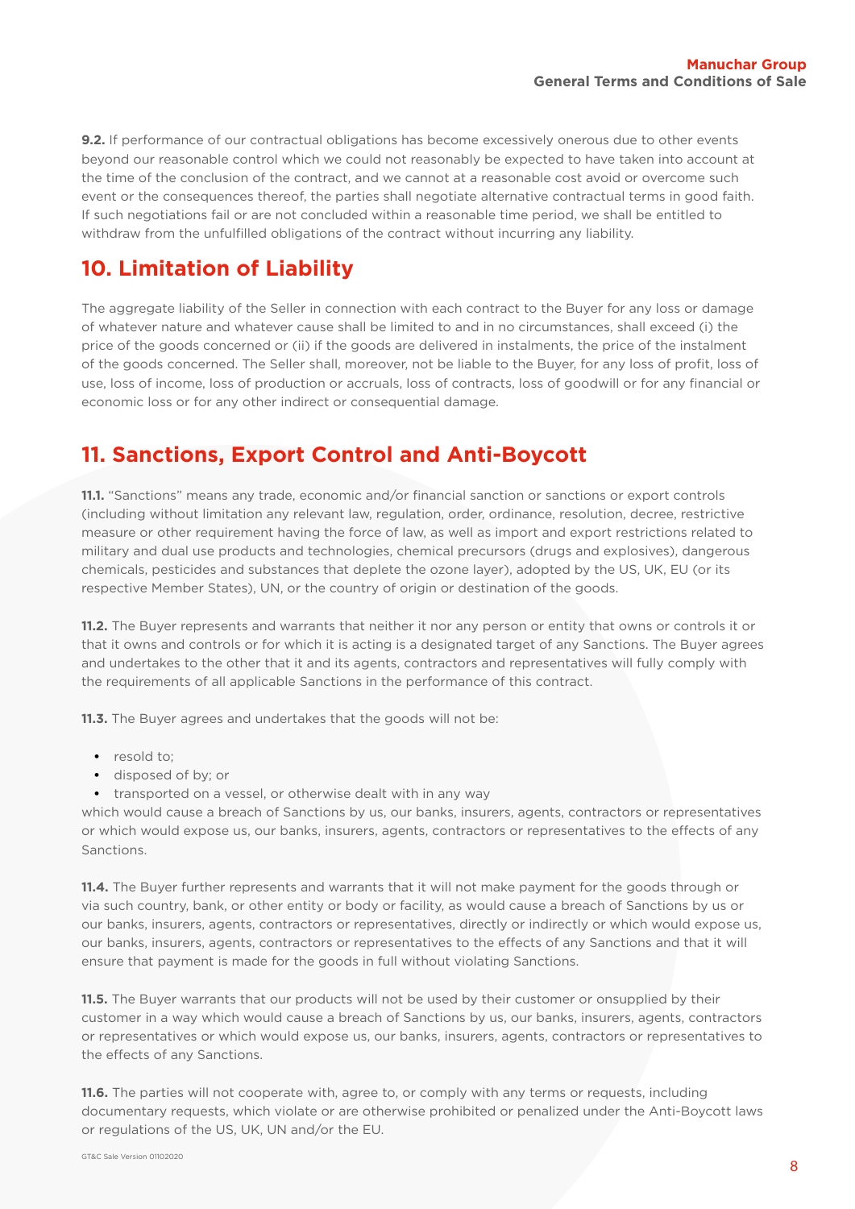**9.2.** If performance of our contractual obligations has become excessively onerous due to other events beyond our reasonable control which we could not reasonably be expected to have taken into account at the time of the conclusion of the contract, and we cannot at a reasonable cost avoid or overcome such event or the consequences thereof, the parties shall negotiate alternative contractual terms in good faith. If such negotiations fail or are not concluded within a reasonable time period, we shall be entitled to withdraw from the unfulfilled obligations of the contract without incurring any liability.

## 10. Limitation of Liability

The aggregate liability of the Seller in connection with each contract to the Buyer for any loss or damage of whatever nature and whatever cause shall be limited to and in no circumstances, shall exceed (i) the price of the goods concerned or (ii) if the goods are delivered in instalments, the price of the instalment of the goods concerned. The Seller shall, moreover, not be liable to the Buyer, for any loss of profit, loss of use, loss of income, loss of production or accruals, loss of contracts, loss of goodwill or for any financial or economic loss or for any other indirect or consequential damage.

## 11. Sanctions, Export Control and Anti-Boycott

**11.1.** "Sanctions" means any trade, economic and/or financial sanction or sanctions or export controls (including without limitation any relevant law, regulation, order, ordinance, resolution, decree, restrictive measure or other requirement having the force of law, as well as import and export restrictions related to military and dual use products and technologies, chemical precursors (drugs and explosives), dangerous chemicals, pesticides and substances that deplete the ozone layer), adopted by the US, UK, EU (or its respective Member States), UN, or the country of origin or destination of the goods.

**11.2.** The Buyer represents and warrants that neither it nor any person or entity that owns or controls it or that it owns and controls or for which it is acting is a designated target of any Sanctions. The Buyer agrees and undertakes to the other that it and its agents, contractors and representatives will fully comply with the requirements of all applicable Sanctions in the performance of this contract.

**11.3.** The Buyer agrees and undertakes that the goods will not be:

- resold to;
- disposed of by; or
- transported on a vessel, or otherwise dealt with in any way

which would cause a breach of Sanctions by us, our banks, insurers, agents, contractors or representatives or which would expose us, our banks, insurers, agents, contractors or representatives to the effects of any Sanctions.

**11.4.** The Buyer further represents and warrants that it will not make payment for the goods through or via such country, bank, or other entity or body or facility, as would cause a breach of Sanctions by us or our banks, insurers, agents, contractors or representatives, directly or indirectly or which would expose us, our banks, insurers, agents, contractors or representatives to the effects of any Sanctions and that it will ensure that payment is made for the goods in full without violating Sanctions.

**11.5.** The Buyer warrants that our products will not be used by their customer or onsupplied by their customer in a way which would cause a breach of Sanctions by us, our banks, insurers, agents, contractors or representatives or which would expose us, our banks, insurers, agents, contractors or representatives to the effects of any Sanctions.

**11.6.** The parties will not cooperate with, agree to, or comply with any terms or requests, including documentary requests, which violate or are otherwise prohibited or penalized under the Anti-Boycott laws or regulations of the US, UK, UN and/or the EU.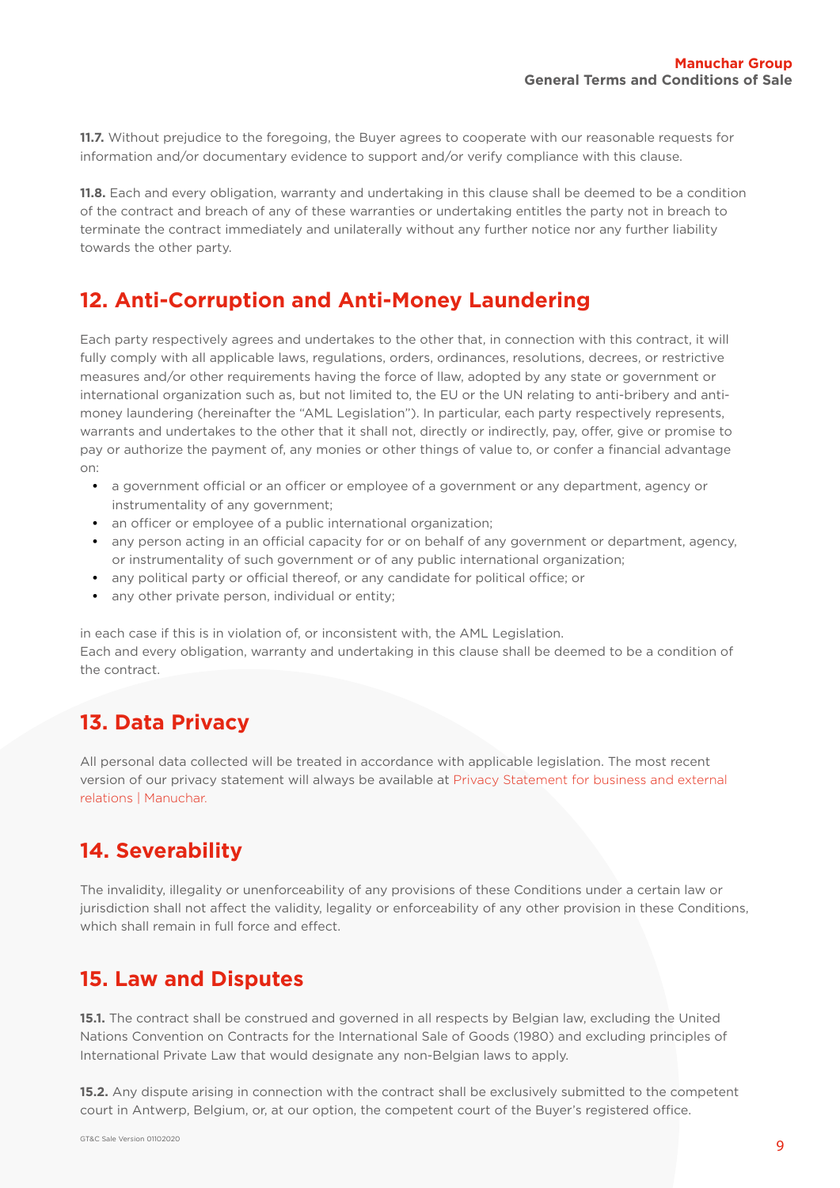**11.7.** Without prejudice to the foregoing, the Buyer agrees to cooperate with our reasonable requests for information and/or documentary evidence to support and/or verify compliance with this clause.

**11.8.** Each and every obligation, warranty and undertaking in this clause shall be deemed to be a condition of the contract and breach of any of these warranties or undertaking entitles the party not in breach to terminate the contract immediately and unilaterally without any further notice nor any further liability towards the other party.

## 12. Anti-Corruption and Anti-Money Laundering

Each party respectively agrees and undertakes to the other that, in connection with this contract, it will fully comply with all applicable laws, regulations, orders, ordinances, resolutions, decrees, or restrictive measures and/or other requirements having the force of llaw, adopted by any state or government or international organization such as, but not limited to, the EU or the UN relating to anti-bribery and anti-money laundering (hereinafter the "AML Legislation"). In particular, each party respectively represents, warrants and undertakes to the other that it shall not, directly or indirectly, pay, offer, give or promise to pay or authorize the payment of, any monies or other things of value to, or confer a financial advantage on:

- a government official or an officer or employee of a government or any department, agency or instrumentality of any government;
- an officer or employee of a public international organization;
- any person acting in an official capacity for or on behalf of any government or department, agency, or instrumentality of such government or of any public international organization;
- any political party or official thereof, or any candidate for political office; or
- any other private person, individual or entity;

in each case if this is in violation of, or inconsistent with, the AML Legislation.
Each and every obligation, warranty and undertaking in this clause shall be deemed to be a condition of the contract.

## 13. Data Privacy

All personal data collected will be treated in accordance with applicable legislation. The most recent version of our privacy statement will always be available at Privacy Statement for business and external relations | Manuchar.

## 14. Severability

The invalidity, illegality or unenforceability of any provisions of these Conditions under a certain law or jurisdiction shall not affect the validity, legality or enforceability of any other provision in these Conditions, which shall remain in full force and effect.

## 15. Law and Disputes

**15.1.** The contract shall be construed and governed in all respects by Belgian law, excluding the United Nations Convention on Contracts for the International Sale of Goods (1980) and excluding principles of International Private Law that would designate any non-Belgian laws to apply.

**15.2.** Any dispute arising in connection with the contract shall be exclusively submitted to the competent court in Antwerp, Belgium, or, at our option, the competent court of the Buyer's registered office.